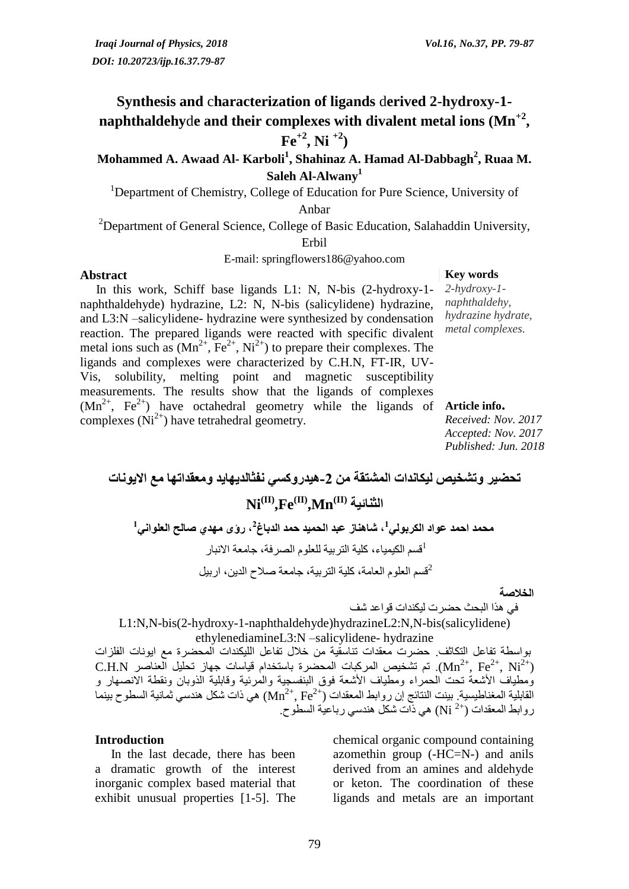# Synthesis and characterization of ligands derived 2-hydroxy-1-naphthaldehyde and their complexes with divalent metal ions ($Mn^{+2}$, $Fe^{+2}$, $Ni^{+2}$)

**Mohammed A. Awaad Al- Karboli[1], Shahinaz A. Hamad Al-Dabbagh[2], Ruaa M. Saleh Al-Alwany[1]**

[1]Department of Chemistry, College of Education for Pure Science, University of Anbar

[2]Department of General Science, College of Basic Education, Salahaddin University, Erbil

E-mail: springflowers186@yahoo.com

## Abstract

In this work, Schiff base ligands L1: N, N-bis (2-hydroxy-1-naphthaldehyde) hydrazine, L2: N, N-bis (salicylidene) hydrazine, and L3:N –salicylidene- hydrazine were synthesized by condensation reaction. The prepared ligands were reacted with specific divalent metal ions such as ($Mn^{2+}$, $Fe^{2+}$, $Ni^{2+}$) to prepare their complexes. The ligands and complexes were characterized by C.H.N, FT-IR, UV-Vis, solubility, melting point and magnetic susceptibility measurements. The results show that the ligands of complexes ($Mn^{2+}$, $Fe^{2+}$) have octahedral geometry while the ligands of complexes ($Ni^{2+}$) have tetrahedral geometry.

**Key words**

*2-hydroxy-1-naphthaldehy, hydrazine hydrate, metal complexes.*

**Article info.**

*Received: Nov. 2017*
*Accepted: Nov. 2017*
*Published: Jun. 2018*

## تحضير وتشخيص ليكاندات المشتقة من 2-هيدروكسي نفثالديهايد ومعقداتها مع الايونات الثنائية $Ni^{(II)}$,$Fe^{(II)}$,$Mn^{(II)}$

**محمد احمد عواد الكربولي[1]، شاهناز عبد الحميد حمد الدباغ[2]، رؤى مهدي صالح العلواني[1]**

[1]قسم الكيمياء، كلية التربية للعلوم الصرفة، جامعة الانبار

[2]قسم العلوم العامة، كلية التربية، جامعة صلاح الدين، اربيل

**الخلاصة**

في هذا البحث حضرت ليكندات قواعد شف

L1:N,N-bis(2-hydroxy-1-naphthaldehyde)hydrazineL2:N,N-bis(salicylidene) ethylenediamineL3:N –salicylidene- hydrazine

بواسطة تفاعل التكاثف. حضرت معقدات تناسقية من خلال تفاعل الليكندات المحضرة مع ايونات الفلزات ($Mn^{2+}$, $Fe^{2+}$, $Ni^{2+}$). تم تشخيص المركبات المحضرة باستخدام قياسات جهاز تحليل العناصر C.H.N ومطياف الأشعة تحت الحمراء ومطياف الأشعة فوق البنفسجية والمرئية وقابلية الذوبان ونقطة الانصهار و القابلية المغناطيسية. بينت النتائج إن روابط المعقدات ($Mn^{2+}$, $Fe^{2+}$) هي ذات شكل هندسي ثمانية السطوح بينما روابط المعقدات ($Ni^{2+}$) هي ذات شكل هندسي رباعية السطوح.

## Introduction

In the last decade, there has been a dramatic growth of the interest inorganic complex based material that exhibit unusual properties [1-5]. The chemical organic compound containing azomethin group (-HC=N-) and anils derived from an amines and aldehyde or keton. The coordination of these ligands and metals are an important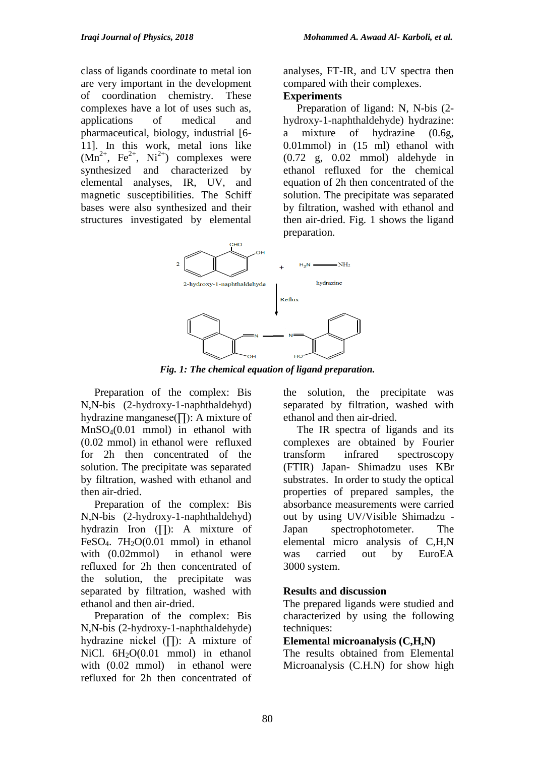class of ligands coordinate to metal ion are very important in the development of coordination chemistry. These complexes have a lot of uses such as, applications of medical and pharmaceutical, biology, industrial [6-11]. In this work, metal ions like ($Mn^{2+}$, $Fe^{2+}$, $Ni^{2+}$) complexes were synthesized and characterized by elemental analyses, IR, UV, and magnetic susceptibilities. The Schiff bases were also synthesized and their structures investigated by elemental analyses, FT-IR, and UV spectra then compared with their complexes.

**Experiments**

Preparation of ligand: N, N-bis (2-hydroxy-1-naphthaldehyde) hydrazine: a mixture of hydrazine (0.6g, 0.01mmol) in (15 ml) ethanol with (0.72 g, 0.02 mmol) aldehyde in ethanol refluxed for the chemical equation of 2h then concentrated of the solution. The precipitate was separated by filtration, washed with ethanol and then air-dried. Fig. 1 shows the ligand preparation.

*Fig. 1: The chemical equation of ligand preparation.*

Preparation of the complex: Bis N,N-bis (2-hydroxy-1-naphthaldehyd) hydrazine manganese(∏): A mixture of $MnSO_4$(0.01 mmol) in ethanol with (0.02 mmol) in ethanol were refluxed for 2h then concentrated of the solution. The precipitate was separated by filtration, washed with ethanol and then air-dried.

Preparation of the complex: Bis N,N-bis (2-hydroxy-1-naphthaldehyd) hydrazin Iron (∏): A mixture of $FeSO_4$. $7H_2O$(0.01 mmol) in ethanol with (0.02mmol) in ethanol were refluxed for 2h then concentrated of the solution, the precipitate was separated by filtration, washed with ethanol and then air-dried.

Preparation of the complex: Bis N,N-bis (2-hydroxy-1-naphthaldehyde) hydrazine nickel (∏): A mixture of NiCl. $6H_2O$(0.01 mmol) in ethanol with (0.02 mmol) in ethanol were refluxed for 2h then concentrated of the solution, the precipitate was separated by filtration, washed with ethanol and then air-dried.

The IR spectra of ligands and its complexes are obtained by Fourier transform infrared spectroscopy (FTIR) Japan- Shimadzu uses KBr substrates. In order to study the optical properties of prepared samples, the absorbance measurements were carried out by using UV/Visible Shimadzu - Japan spectrophotometer. The elemental micro analysis of C,H,N was carried out by EuroEA 3000 system.

**Results and discussion**

The prepared ligands were studied and characterized by using the following techniques:

**Elemental microanalysis (C,H,N)**

The results obtained from Elemental Microanalysis (C.H.N) for show high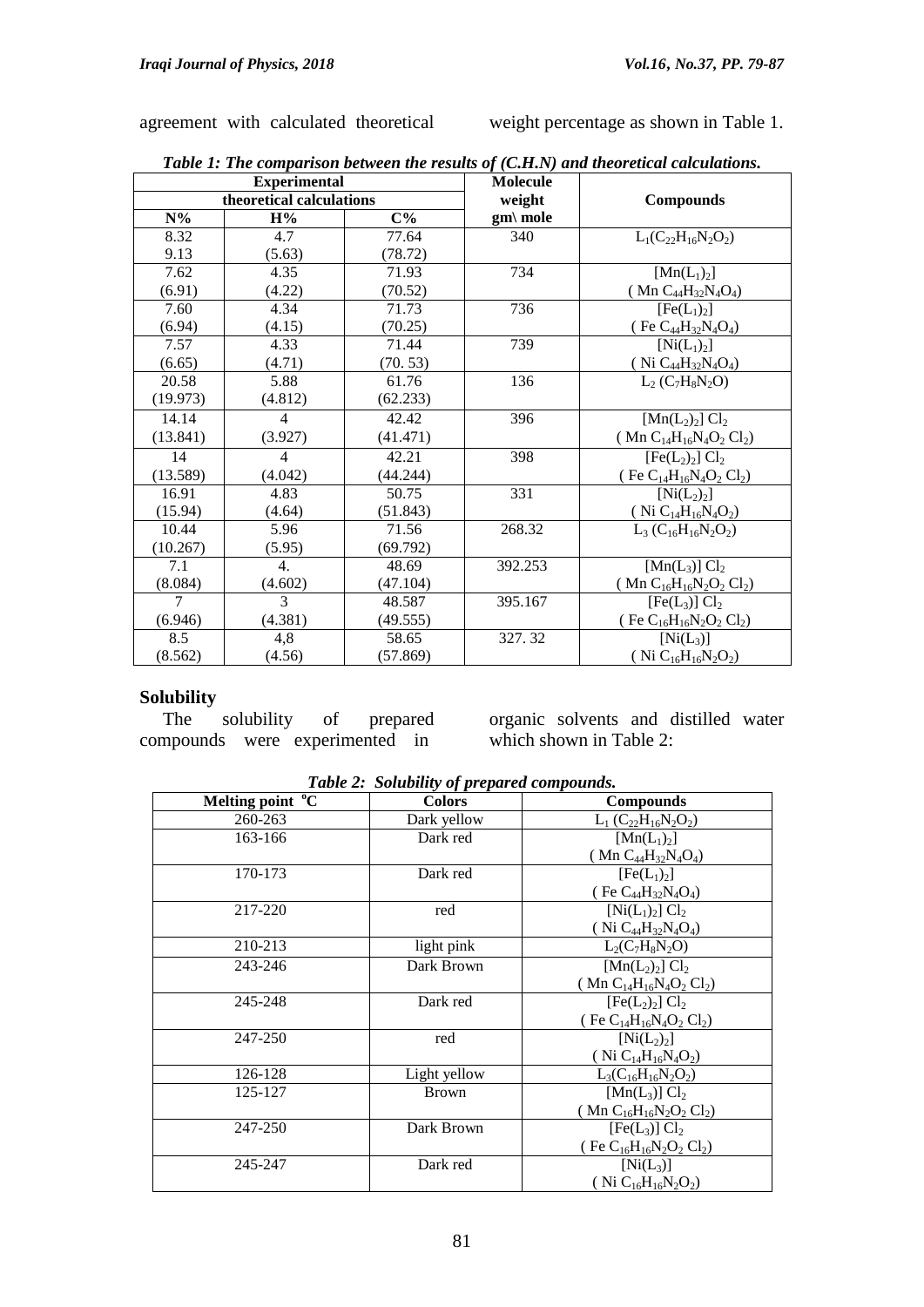agreement with calculated theoretical weight percentage as shown in Table 1.

*Table 1: The comparison between the results of (C.H.N) and theoretical calculations.*

| Experimental | | | Molecule | Compounds |
|---|---|---|---|---|
| theoretical calculations | | | weight | |
| N% | H% | C% | gm\ mole | |
| 8.32<br>9.13 | 4.7<br>(5.63) | 77.64<br>(78.72) | 340 | $L_1(C_{22}H_{16}N_2O_2)$ |
| 7.62<br>(6.91) | 4.35<br>(4.22) | 71.93<br>(70.52) | 734 | $[Mn(L_1)_2]$<br>( Mn $C_{44}H_{32}N_4O_4$) |
| 7.60<br>(6.94) | 4.34<br>(4.15) | 71.73<br>(70.25) | 736 | $[Fe(L_1)_2]$<br>( Fe $C_{44}H_{32}N_4O_4$) |
| 7.57<br>(6.65) | 4.33<br>(4.71) | 71.44<br>(70. 53) | 739 | $[Ni(L_1)_2]$<br>( Ni $C_{44}H_{32}N_4O_4$) |
| 20.58<br>(19.973) | 5.88<br>(4.812) | 61.76<br>(62.233) | 136 | $L_2$ ($C_7H_8N_2O$) |
| 14.14<br>(13.841) | 4<br>(3.927) | 42.42<br>(41.471) | 396 | $[Mn(L_2)_2]$ $Cl_2$<br>( Mn $C_{14}H_{16}N_4O_2$ $Cl_2$) |
| 14<br>(13.589) | 4<br>(4.042) | 42.21<br>(44.244) | 398 | $[Fe(L_2)_2]$ $Cl_2$<br>( Fe $C_{14}H_{16}N_4O_2$ $Cl_2$) |
| 16.91<br>(15.94) | 4.83<br>(4.64) | 50.75<br>(51.843) | 331 | $[Ni(L_2)_2]$<br>( Ni $C_{14}H_{16}N_4O_2$) |
| 10.44<br>(10.267) | 5.96<br>(5.95) | 71.56<br>(69.792) | 268.32 | $L_3$ ($C_{16}H_{16}N_2O_2$) |
| 7.1<br>(8.084) | 4.<br>(4.602) | 48.69<br>(47.104) | 392.253 | $[Mn(L_3)]$ $Cl_2$<br>( Mn $C_{16}H_{16}N_2O_2$ $Cl_2$) |
| 7<br>(6.946) | 3<br>(4.381) | 48.587<br>(49.555) | 395.167 | $[Fe(L_3)]$ $Cl_2$<br>( Fe $C_{16}H_{16}N_2O_2$ $Cl_2$) |
| 8.5<br>(8.562) | 4,8<br>(4.56) | 58.65<br>(57.869) | 327. 32 | $[Ni(L_3)]$<br>( Ni $C_{16}H_{16}N_2O_2$) |

## Solubility

The solubility of prepared compounds were experimented in organic solvents and distilled water which shown in Table 2:

*Table 2: Solubility of prepared compounds.*

| Melting point °C | Colors | Compounds |
|---|---|---|
| 260-263 | Dark yellow | $L_1$ ($C_{22}H_{16}N_2O_2$) |
| 163-166 | Dark red | $[Mn(L_1)_2]$<br>( Mn $C_{44}H_{32}N_4O_4$) |
| 170-173 | Dark red | $[Fe(L_1)_2]$<br>( Fe $C_{44}H_{32}N_4O_4$) |
| 217-220 | red | $[Ni(L_1)_2]$ $Cl_2$<br>( Ni $C_{44}H_{32}N_4O_4$) |
| 210-213 | light pink | $L_2(C_7H_8N_2O)$ |
| 243-246 | Dark Brown | $[Mn(L_2)_2]$ $Cl_2$<br>( Mn $C_{14}H_{16}N_4O_2$ $Cl_2$) |
| 245-248 | Dark red | $[Fe(L_2)_2]$ $Cl_2$<br>( Fe $C_{14}H_{16}N_4O_2$ $Cl_2$) |
| 247-250 | red | $[Ni(L_2)_2]$<br>( Ni $C_{14}H_{16}N_4O_2$) |
| 126-128 | Light yellow | $L_3(C_{16}H_{16}N_2O_2)$ |
| 125-127 | Brown | $[Mn(L_3)]$ $Cl_2$<br>( Mn $C_{16}H_{16}N_2O_2$ $Cl_2$) |
| 247-250 | Dark Brown | $[Fe(L_3)]$ $Cl_2$<br>( Fe $C_{16}H_{16}N_2O_2$ $Cl_2$) |
| 245-247 | Dark red | $[Ni(L_3)]$<br>( Ni $C_{16}H_{16}N_2O_2$) |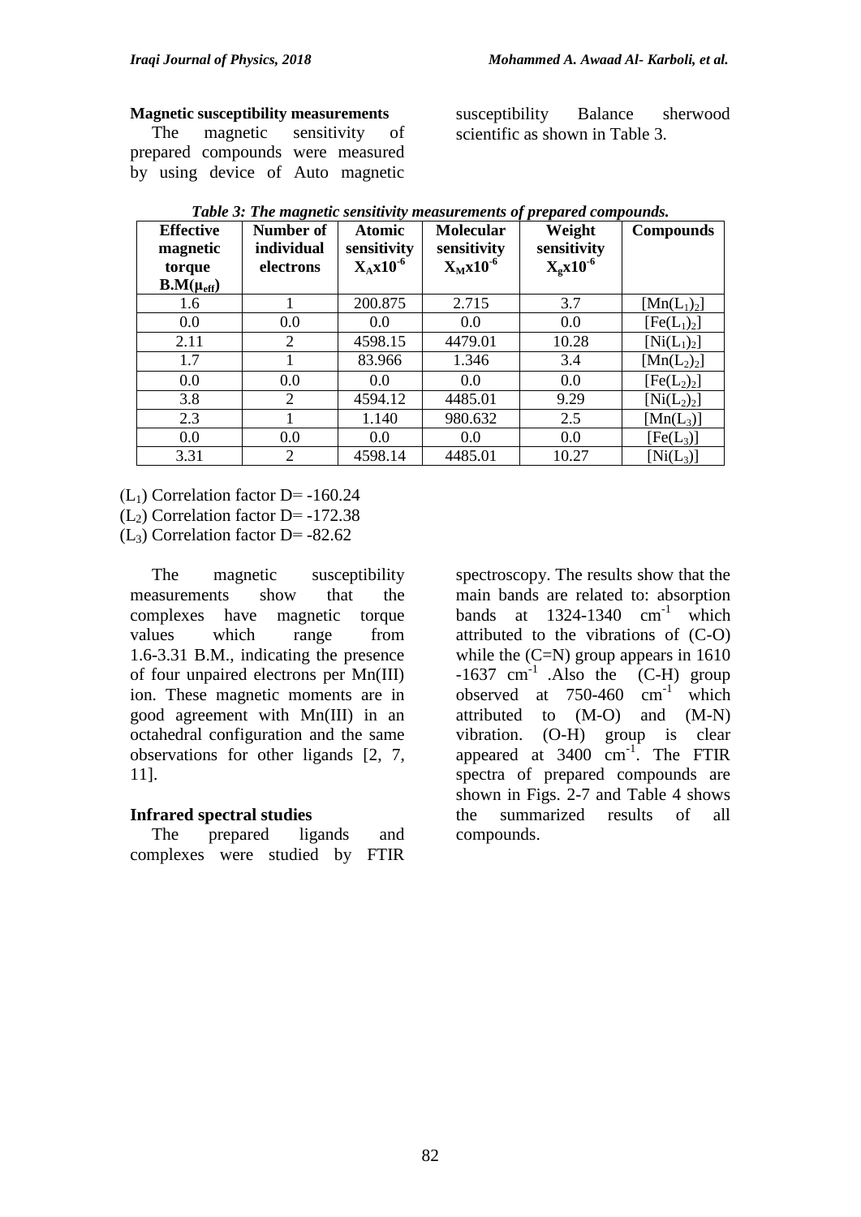**Magnetic susceptibility measurements**

The magnetic sensitivity of prepared compounds were measured by using device of Auto magnetic susceptibility Balance sherwood scientific as shown in Table 3.

*Table 3: The magnetic sensitivity measurements of prepared compounds.*

| Effective magnetic torque B.M($\mu_{eff}$) | Number of individual electrons | Atomic sensitivity $X_A x10^{-6}$ | Molecular sensitivity $X_M x10^{-6}$ | Weight sensitivity $X_g x10^{-6}$ | Compounds |
|---|---|---|---|---|---|
| 1.6 | 1 | 200.875 | 2.715 | 3.7 | $[Mn(L_1)_2]$ |
| 0.0 | 0.0 | 0.0 | 0.0 | 0.0 | $[Fe(L_1)_2]$ |
| 2.11 | 2 | 4598.15 | 4479.01 | 10.28 | $[Ni(L_1)_2]$ |
| 1.7 | 1 | 83.966 | 1.346 | 3.4 | $[Mn(L_2)_2]$ |
| 0.0 | 0.0 | 0.0 | 0.0 | 0.0 | $[Fe(L_2)_2]$ |
| 3.8 | 2 | 4594.12 | 4485.01 | 9.29 | $[Ni(L_2)_2]$ |
| 2.3 | 1 | 1.140 | 980.632 | 2.5 | $[Mn(L_3)]$ |
| 0.0 | 0.0 | 0.0 | 0.0 | 0.0 | $[Fe(L_3)]$ |
| 3.31 | 2 | 4598.14 | 4485.01 | 10.27 | $[Ni(L_3)]$ |

($L_1$) Correlation factor D= -160.24
($L_2$) Correlation factor D= -172.38
($L_3$) Correlation factor D= -82.62

The magnetic susceptibility measurements show that the complexes have magnetic torque values which range from 1.6-3.31 B.M., indicating the presence of four unpaired electrons per Mn(III) ion. These magnetic moments are in good agreement with Mn(III) in an octahedral configuration and the same observations for other ligands [2, 7, 11].

**Infrared spectral studies**

The prepared ligands and complexes were studied by FTIR spectroscopy. The results show that the main bands are related to: absorption bands at 1324-1340 $cm^{-1}$ which attributed to the vibrations of (C-O) while the (C=N) group appears in 1610 -1637 $cm^{-1}$ .Also the (C-H) group observed at 750-460 $cm^{-1}$ which attributed to (M-O) and (M-N) vibration. (O-H) group is clear appeared at 3400 $cm^{-1}$. The FTIR spectra of prepared compounds are shown in Figs. 2-7 and Table 4 shows the summarized results of all compounds.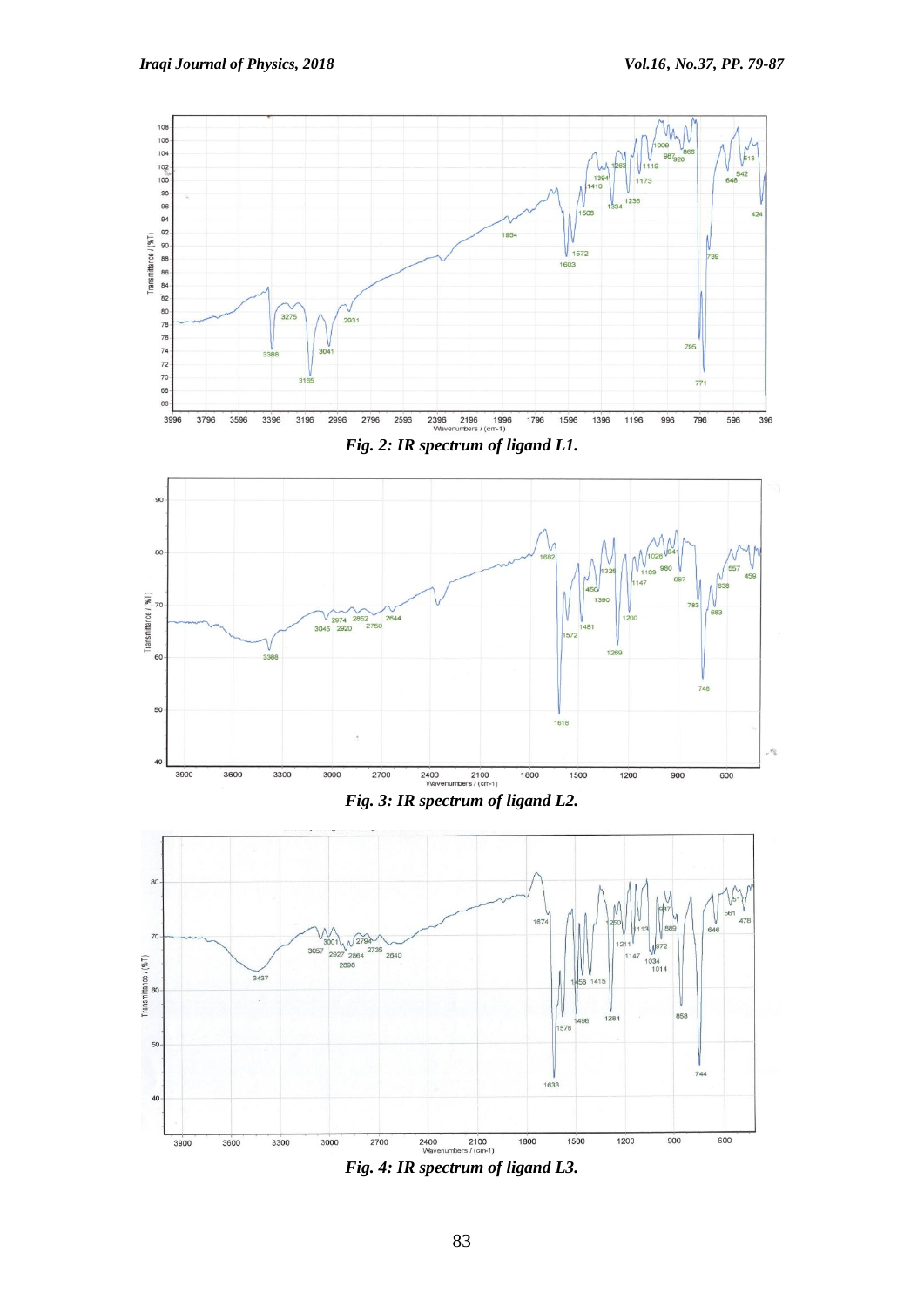Fig. 2: IR spectrum of ligand L1.

Fig. 3: IR spectrum of ligand L2.

Fig. 4: IR spectrum of ligand L3.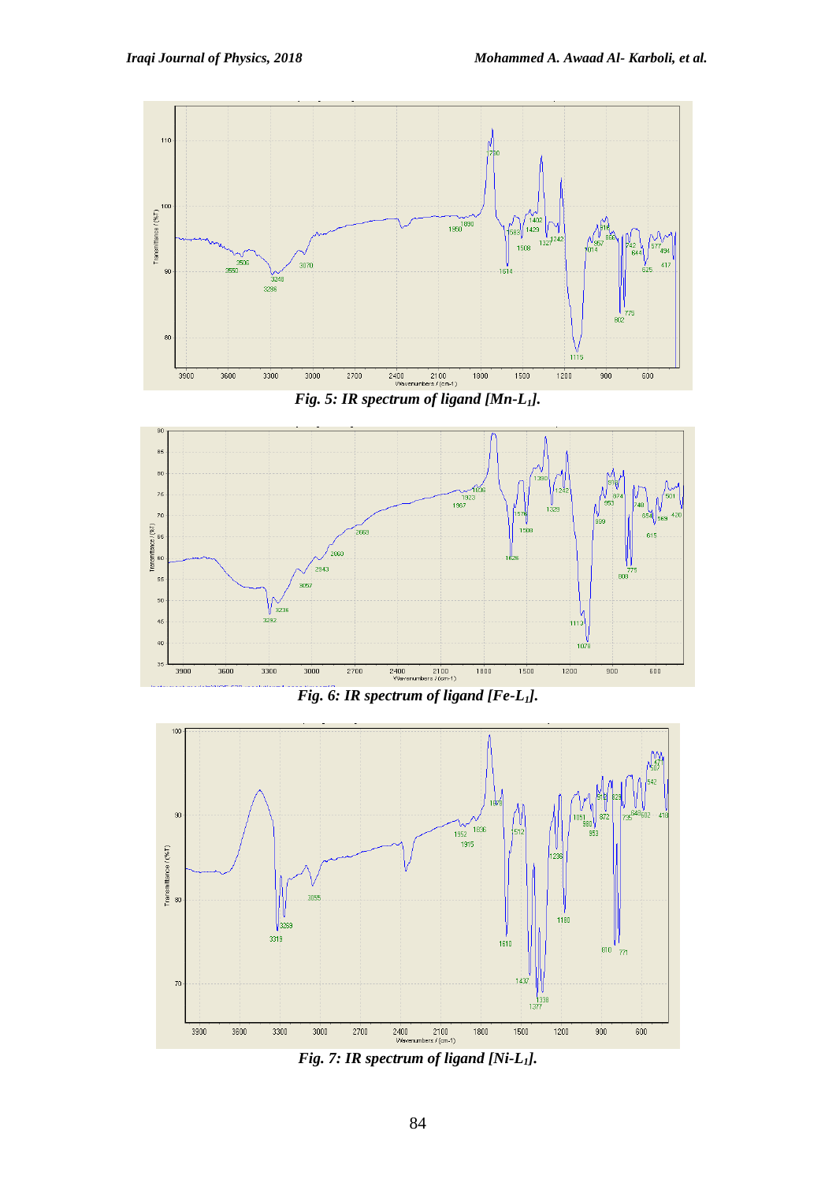*Fig. 5: IR spectrum of ligand [Mn-L₁].*

*Fig. 6: IR spectrum of ligand [Fe-L₁].*

*Fig. 7: IR spectrum of ligand [Ni-L₁].*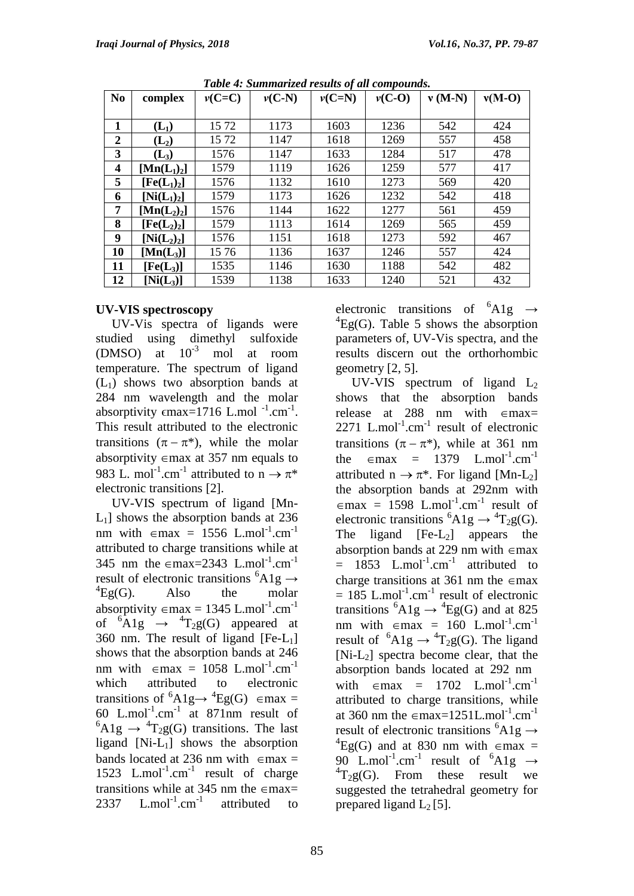*Table 4: Summarized results of all compounds.*

| No | complex | $\nu$(C=C) | $\nu$(C-N) | $\nu$(C=N) | $\nu$(C-O) | $\nu$ (M-N) | $\nu$(M-O) |
|---|---|---|---|---|---|---|---|
| 1 | $(L_1)$ | 15 72 | 1173 | 1603 | 1236 | 542 | 424 |
| 2 | $(L_2)$ | 15 72 | 1147 | 1618 | 1269 | 557 | 458 |
| 3 | $(L_3)$ | 1576 | 1147 | 1633 | 1284 | 517 | 478 |
| 4 | $[Mn(L_1)_2]$ | 1579 | 1119 | 1626 | 1259 | 577 | 417 |
| 5 | $[Fe(L_1)_2]$ | 1576 | 1132 | 1610 | 1273 | 569 | 420 |
| 6 | $[Ni(L_1)_2]$ | 1579 | 1173 | 1626 | 1232 | 542 | 418 |
| 7 | $[Mn(L_2)_2]$ | 1576 | 1144 | 1622 | 1277 | 561 | 459 |
| 8 | $[Fe(L_2)_2]$ | 1579 | 1113 | 1614 | 1269 | 565 | 459 |
| 9 | $[Ni(L_2)_2]$ | 1576 | 1151 | 1618 | 1273 | 592 | 467 |
| 10 | $[Mn(L_3)]$ | 15 76 | 1136 | 1637 | 1246 | 557 | 424 |
| 11 | $[Fe(L_3)]$ | 1535 | 1146 | 1630 | 1188 | 542 | 482 |
| 12 | $[Ni(L_3)]$ | 1539 | 1138 | 1633 | 1240 | 521 | 432 |

**UV-VIS spectroscopy**

UV-Vis spectra of ligands were studied using dimethyl sulfoxide (DMSO) at $10^{-3}$ mol at room temperature. The spectrum of ligand ($L_1$) shows two absorption bands at 284 nm wavelength and the molar absorptivity $\epsilon$max=1716 L.mol $^{-1}$.cm$^{-1}$. This result attributed to the electronic transitions ($\pi - \pi^*$), while the molar absorptivity $\in$max at 357 nm equals to 983 L. mol$^{-1}$.cm$^{-1}$ attributed to n $\rightarrow \pi^*$ electronic transitions [2].

UV-VIS spectrum of ligand [Mn-$L_1$] shows the absorption bands at 236 nm with $\in$max = 1556 L.mol$^{-1}$.cm$^{-1}$ attributed to charge transitions while at 345 nm the $\in$max=2343 L.mol$^{-1}$.cm$^{-1}$ result of electronic transitions $^6$A1g $\rightarrow$ $^4$Eg(G). Also the molar absorptivity $\in$max = 1345 L.mol$^{-1}$.cm$^{-1}$ of $^6$A1g $\rightarrow$ $^4T_2$g(G) appeared at 360 nm. The result of ligand [Fe-$L_1$] shows that the absorption bands at 246 nm with $\in$max = 1058 L.mol$^{-1}$.cm$^{-1}$ which attributed to electronic transitions of $^6$A1g$\rightarrow$ $^4$Eg(G) $\in$max = 60 L.mol$^{-1}$.cm$^{-1}$ at 871nm result of $^6$A1g $\rightarrow$ $^4T_2$g(G) transitions. The last ligand [Ni-$L_1$] shows the absorption bands located at 236 nm with $\in$max = 1523 L.mol$^{-1}$.cm$^{-1}$ result of charge transitions while at 345 nm the $\in$max= 2337 L.mol$^{-1}$.cm$^{-1}$ attributed to electronic transitions of $^6$A1g $\rightarrow$ $^4$Eg(G). Table 5 shows the absorption parameters of, UV-Vis spectra, and the results discern out the orthorhombic geometry [2, 5].

UV-VIS spectrum of ligand $L_2$ shows that the absorption bands release at 288 nm with $\in$max= 2271 L.mol$^{-1}$.cm$^{-1}$ result of electronic transitions ($\pi - \pi^*$), while at 361 nm the $\in$max = 1379 L.mol$^{-1}$.cm$^{-1}$ attributed n $\rightarrow \pi^*$. For ligand [Mn-$L_2$] the absorption bands at 292nm with $\in$max = 1598 L.mol$^{-1}$.cm$^{-1}$ result of electronic transitions $^6$A1g $\rightarrow$ $^4T_2$g(G). The ligand [Fe-$L_2$] appears the absorption bands at 229 nm with $\in$max = 1853 L.mol$^{-1}$.cm$^{-1}$ attributed to charge transitions at 361 nm the $\in$max = 185 L.mol$^{-1}$.cm$^{-1}$ result of electronic transitions $^6$A1g $\rightarrow$ $^4$Eg(G) and at 825 nm with $\in$max = 160 L.mol$^{-1}$.cm$^{-1}$ result of $^6$A1g $\rightarrow$ $^4T_2$g(G). The ligand [Ni-$L_2$] spectra become clear, that the absorption bands located at 292 nm with $\in$max = 1702 L.mol$^{-1}$.cm$^{-1}$ attributed to charge transitions, while at 360 nm the $\in$max=1251L.mol$^{-1}$.cm$^{-1}$ result of electronic transitions $^6$A1g $\rightarrow$ $^4$Eg(G) and at 830 nm with $\in$max = 90 L.mol$^{-1}$.cm$^{-1}$ result of $^6$A1g $\rightarrow$ $^4T_2$g(G). From these result we suggested the tetrahedral geometry for prepared ligand $L_2$ [5].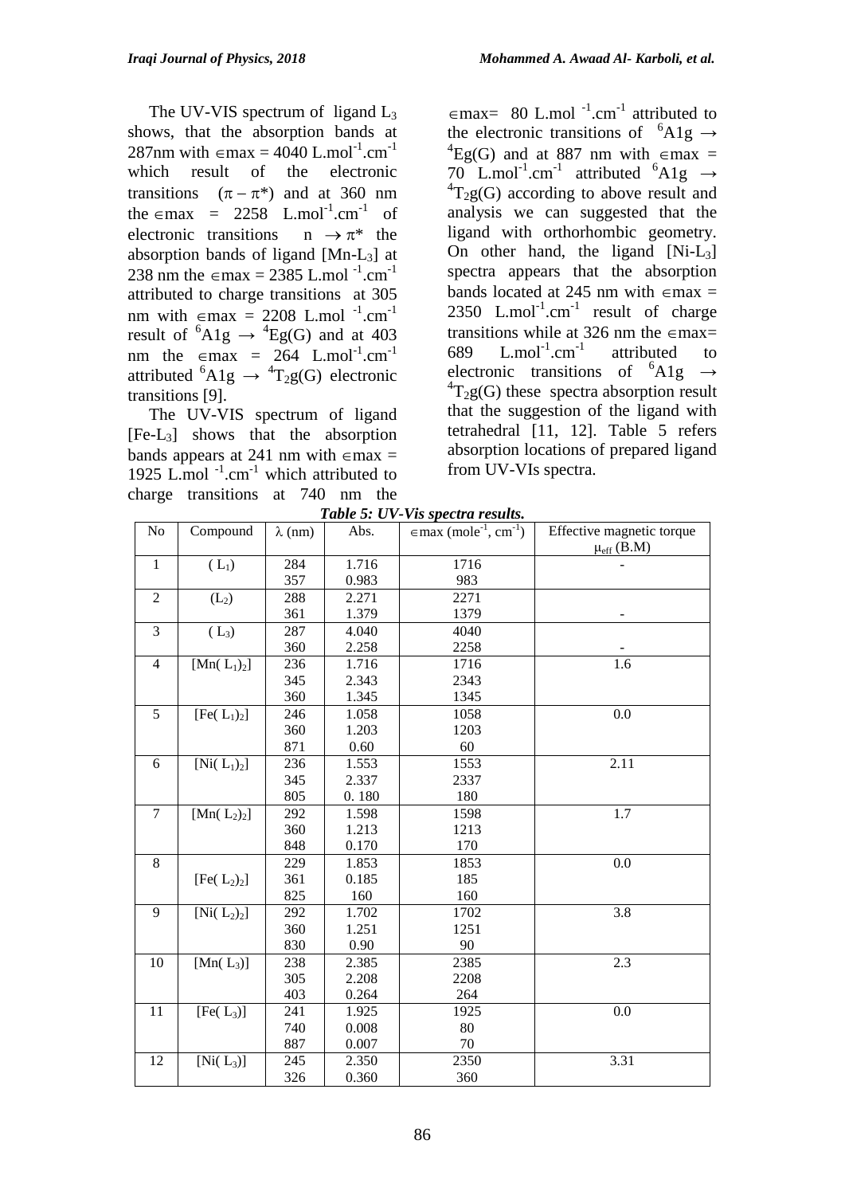The UV-VIS spectrum of ligand $L_3$ shows, that the absorption bands at 287nm with $\epsilon$max = 4040 $L.mol^{-1}.cm^{-1}$ which result of the electronic transitions $(\pi - \pi^*)$ and at 360 nm the $\epsilon$max = 2258 $L.mol^{-1}.cm^{-1}$ of electronic transitions $n \rightarrow \pi^*$ the absorption bands of ligand [Mn-$L_3$] at 238 nm the $\epsilon$max = 2385 $L.mol^{-1}.cm^{-1}$ attributed to charge transitions at 305 nm with $\epsilon$max = 2208 $L.mol^{-1}.cm^{-1}$ result of $^6A1g \rightarrow {}^4Eg(G)$ and at 403 nm the $\epsilon$max = 264 $L.mol^{-1}.cm^{-1}$ attributed $^6A1g \rightarrow {}^4T_2g(G)$ electronic transitions [9].

The UV-VIS spectrum of ligand [Fe-$L_3$] shows that the absorption bands appears at 241 nm with $\epsilon$max = 1925 $L.mol^{-1}.cm^{-1}$ which attributed to charge transitions at 740 nm the $\epsilon$max= 80 $L.mol^{-1}.cm^{-1}$ attributed to the electronic transitions of $^6A1g \rightarrow {}^4Eg(G)$ and at 887 nm with $\epsilon$max = 70 $L.mol^{-1}.cm^{-1}$ attributed $^6A1g \rightarrow {}^4T_2g(G)$ according to above result and analysis we can suggested that the ligand with orthorhombic geometry. On other hand, the ligand [Ni-$L_3$] spectra appears that the absorption bands located at 245 nm with $\epsilon$max = 2350 $L.mol^{-1}.cm^{-1}$ result of charge transitions while at 326 nm the $\epsilon$max= 689 $L.mol^{-1}.cm^{-1}$ attributed to electronic transitions of $^6A1g \rightarrow {}^4T_2g(G)$ these spectra absorption result that the suggestion of the ligand with tetrahedral [11, 12]. Table 5 refers absorption locations of prepared ligand from UV-VIs spectra.

***Table 5: UV-Vis spectra results.***

| No | Compound | $\lambda$ (nm) | Abs. | $\epsilon$max ($mole^{-1}$, $cm^{-1}$) | Effective magnetic torque $\mu_{eff}$ (B.M) |
|---|---|---|---|---|---|
| 1 | ($L_1$) | 284<br>357 | 1.716<br>0.983 | 1716<br>983 | - |
| 2 | ($L_2$) | 288<br>361 | 2.271<br>1.379 | 2271<br>1379 | - |
| 3 | ($L_3$) | 287<br>360 | 4.040<br>2.258 | 4040<br>2258 | - |
| 4 | [Mn($L_1$)$_2$] | 236<br>345<br>360 | 1.716<br>2.343<br>1.345 | 1716<br>2343<br>1345 | 1.6 |
| 5 | [Fe($L_1$)$_2$] | 246<br>360<br>871 | 1.058<br>1.203<br>0.60 | 1058<br>1203<br>60 | 0.0 |
| 6 | [Ni($L_1$)$_2$] | 236<br>345<br>805 | 1.553<br>2.337<br>0. 180 | 1553<br>2337<br>180 | 2.11 |
| 7 | [Mn($L_2$)$_2$] | 292<br>360<br>848 | 1.598<br>1.213<br>0.170 | 1598<br>1213<br>170 | 1.7 |
| 8 | [Fe($L_2$)$_2$] | 229<br>361<br>825 | 1.853<br>0.185<br>160 | 1853<br>185<br>160 | 0.0 |
| 9 | [Ni($L_2$)$_2$] | 292<br>360<br>830 | 1.702<br>1.251<br>0.90 | 1702<br>1251<br>90 | 3.8 |
| 10 | [Mn($L_3$)] | 238<br>305<br>403 | 2.385<br>2.208<br>0.264 | 2385<br>2208<br>264 | 2.3 |
| 11 | [Fe($L_3$)] | 241<br>740<br>887 | 1.925<br>0.008<br>0.007 | 1925<br>80<br>70 | 0.0 |
| 12 | [Ni($L_3$)] | 245<br>326 | 2.350<br>0.360 | 2350<br>360 | 3.31 |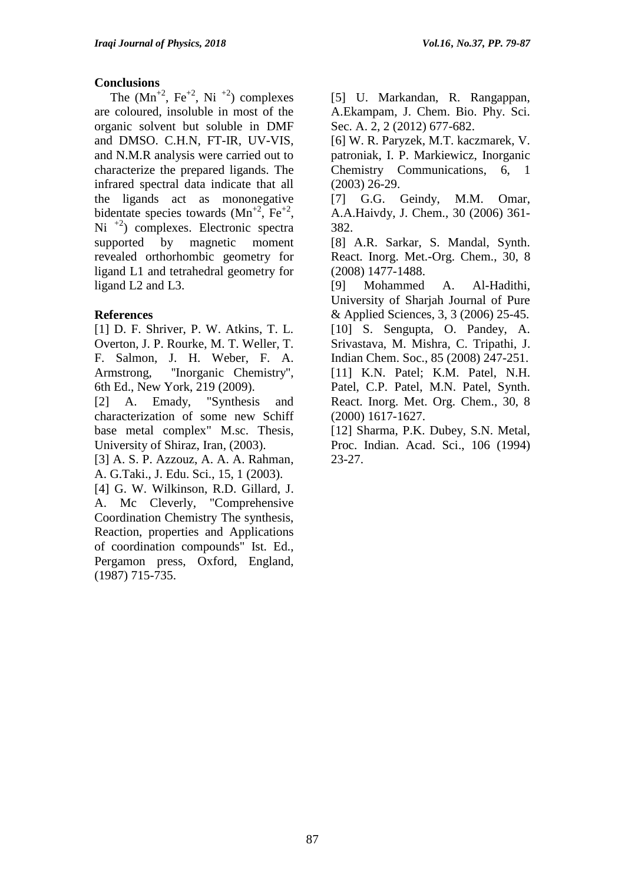## Conclusions

The ($Mn^{+2}$, $Fe^{+2}$, $Ni^{+2}$) complexes are coloured, insoluble in most of the organic solvent but soluble in DMF and DMSO. C.H.N, FT-IR, UV-VIS, and N.M.R analysis were carried out to characterize the prepared ligands. The infrared spectral data indicate that all the ligands act as mononegative bidentate species towards ($Mn^{+2}$, $Fe^{+2}$, $Ni^{+2}$) complexes. Electronic spectra supported by magnetic moment revealed orthorhombic geometry for ligand L1 and tetrahedral geometry for ligand L2 and L3.

## References

[1] D. F. Shriver, P. W. Atkins, T. L. Overton, J. P. Rourke, M. T. Weller, T. F. Salmon, J. H. Weber, F. A. Armstrong, "Inorganic Chemistry", 6th Ed., New York, 219 (2009).

[2] A. Emady, "Synthesis and characterization of some new Schiff base metal complex" M.sc. Thesis, University of Shiraz, Iran, (2003).

[3] A. S. P. Azzouz, A. A. A. Rahman, A. G.Taki., J. Edu. Sci., 15, 1 (2003).

[4] G. W. Wilkinson, R.D. Gillard, J. A. Mc Cleverly, "Comprehensive Coordination Chemistry The synthesis, Reaction, properties and Applications of coordination compounds" Ist. Ed., Pergamon press, Oxford, England, (1987) 715-735.

[5] U. Markandan, R. Rangappan, A.Ekampam, J. Chem. Bio. Phy. Sci. Sec. A. 2, 2 (2012) 677-682.

[6] W. R. Paryzek, M.T. kaczmarek, V. patroniak, I. P. Markiewicz, Inorganic Chemistry Communications, 6, 1 (2003) 26-29.

[7] G.G. Geindy, M.M. Omar, A.A.Haivdy, J. Chem., 30 (2006) 361-382.

[8] A.R. Sarkar, S. Mandal, Synth. React. Inorg. Met.-Org. Chem., 30, 8 (2008) 1477-1488.

[9] Mohammed A. Al-Hadithi, University of Sharjah Journal of Pure & Applied Sciences, 3, 3 (2006) 25-45.

[10] S. Sengupta, O. Pandey, A. Srivastava, M. Mishra, C. Tripathi, J. Indian Chem. Soc., 85 (2008) 247-251.

[11] K.N. Patel; K.M. Patel, N.H. Patel, C.P. Patel, M.N. Patel, Synth. React. Inorg. Met. Org. Chem., 30, 8 (2000) 1617-1627.

[12] Sharma, P.K. Dubey, S.N. Metal, Proc. Indian. Acad. Sci., 106 (1994) 23-27.